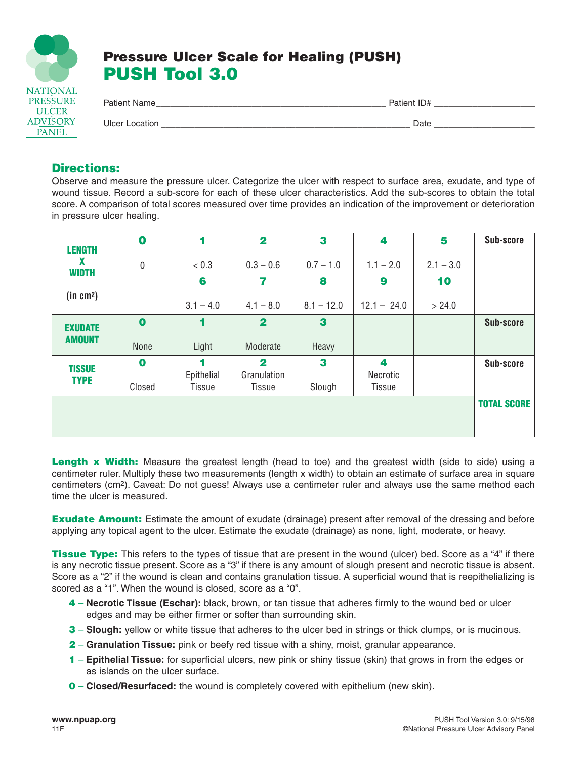NATIONAL PRESSURE ULCER ADVISORY PANEL

# Pressure Ulcer Scale for Healing (PUSH)

# PUSH Tool 3.0

Patient Name_______________________________ Patient ID# ______________

Ulcer Location _____________________________ Date ______________

## Directions:

Observe and measure the pressure ulcer. Categorize the ulcer with respect to surface area, exudate, and type of wound tissue. Record a sub-score for each of these ulcer characteristics. Add the sub-scores to obtain the total score. A comparison of total scores measured over time provides an indication of the improvement or deterioration in pressure ulcer healing.

| | | | | | | | |
|---|---|---|---|---|---|---|---|
| **LENGTH X WIDTH (in cm²)** | **0**<br>0 | **1**<br>< 0.3 | **2**<br>0.3 – 0.6 | **3**<br>0.7 – 1.0 | **4**<br>1.1 – 2.0 | **5**<br>2.1 – 3.0 | **Sub-score** |
| | | **6**<br>3.1 – 4.0 | **7**<br>4.1 – 8.0 | **8**<br>8.1 – 12.0 | **9**<br>12.1 – 24.0 | **10**<br>> 24.0 | |
| **EXUDATE AMOUNT** | **0**<br>None | **1**<br>Light | **2**<br>Moderate | **3**<br>Heavy | | | **Sub-score** |
| **TISSUE TYPE** | **0**<br>Closed | **1**<br>Epithelial Tissue | **2**<br>Granulation Tissue | **3**<br>Slough | **4**<br>Necrotic Tissue | | **Sub-score** |
| | | | | | | | **TOTAL SCORE** |

**Length x Width:** Measure the greatest length (head to toe) and the greatest width (side to side) using a centimeter ruler. Multiply these two measurements (length x width) to obtain an estimate of surface area in square centimeters (cm²). Caveat: Do not guess! Always use a centimeter ruler and always use the same method each time the ulcer is measured.

**Exudate Amount:** Estimate the amount of exudate (drainage) present after removal of the dressing and before applying any topical agent to the ulcer. Estimate the exudate (drainage) as none, light, moderate, or heavy.

**Tissue Type:** This refers to the types of tissue that are present in the wound (ulcer) bed. Score as a "4" if there is any necrotic tissue present. Score as a "3" if there is any amount of slough present and necrotic tissue is absent. Score as a "2" if the wound is clean and contains granulation tissue. A superficial wound that is reepithelializing is scored as a "1". When the wound is closed, score as a "0".

- **4** – **Necrotic Tissue (Eschar):** black, brown, or tan tissue that adheres firmly to the wound bed or ulcer edges and may be either firmer or softer than surrounding skin.
- **3** – **Slough:** yellow or white tissue that adheres to the ulcer bed in strings or thick clumps, or is mucinous.
- **2** – **Granulation Tissue:** pink or beefy red tissue with a shiny, moist, granular appearance.
- **1** – **Epithelial Tissue:** for superficial ulcers, new pink or shiny tissue (skin) that grows in from the edges or as islands on the ulcer surface.
- **0** – **Closed/Resurfaced:** the wound is completely covered with epithelium (new skin).

**www.npuap.org**
11F

PUSH Tool Version 3.0: 9/15/98
©National Pressure Ulcer Advisory Panel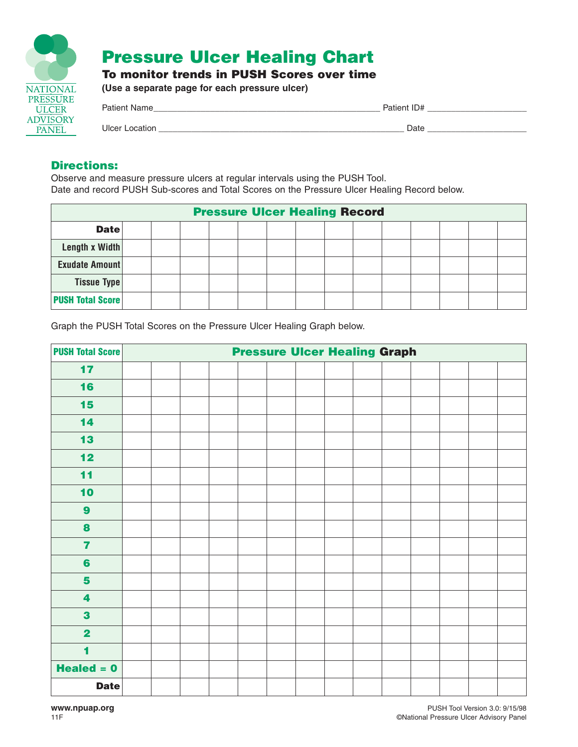NATIONAL PRESSURE ULCER ADVISORY PANEL

# Pressure Ulcer Healing Chart

## To monitor trends in PUSH Scores over time

**(Use a separate page for each pressure ulcer)**

Patient Name_______________________________________ Patient ID# ___________________

Ulcer Location _____________________________________________ Date ___________________

### Directions:

Observe and measure pressure ulcers at regular intervals using the PUSH Tool.
Date and record PUSH Sub-scores and Total Scores on the Pressure Ulcer Healing Record below.

| Pressure Ulcer Healing Record | | | | | | | | | | | | | | |
|---|---|---|---|---|---|---|---|---|---|---|---|---|---|---|
| **Date** | | | | | | | | | | | | | | |
| **Length x Width** | | | | | | | | | | | | | | |
| **Exudate Amount** | | | | | | | | | | | | | | |
| **Tissue Type** | | | | | | | | | | | | | | |
| **PUSH Total Score** | | | | | | | | | | | | | | |

Graph the PUSH Total Scores on the Pressure Ulcer Healing Graph below.

| PUSH Total Score | Pressure Ulcer Healing Graph | | | | | | | | | | | | | |
|---|---|---|---|---|---|---|---|---|---|---|---|---|---|---|
| **17** | | | | | | | | | | | | | | |
| **16** | | | | | | | | | | | | | | |
| **15** | | | | | | | | | | | | | | |
| **14** | | | | | | | | | | | | | | |
| **13** | | | | | | | | | | | | | | |
| **12** | | | | | | | | | | | | | | |
| **11** | | | | | | | | | | | | | | |
| **10** | | | | | | | | | | | | | | |
| **9** | | | | | | | | | | | | | | |
| **8** | | | | | | | | | | | | | | |
| **7** | | | | | | | | | | | | | | |
| **6** | | | | | | | | | | | | | | |
| **5** | | | | | | | | | | | | | | |
| **4** | | | | | | | | | | | | | | |
| **3** | | | | | | | | | | | | | | |
| **2** | | | | | | | | | | | | | | |
| **1** | | | | | | | | | | | | | | |
| **Healed = 0** | | | | | | | | | | | | | | |
| **Date** | | | | | | | | | | | | | | |

**www.npuap.org**
11F

PUSH Tool Version 3.0: 9/15/98
©National Pressure Ulcer Advisory Panel